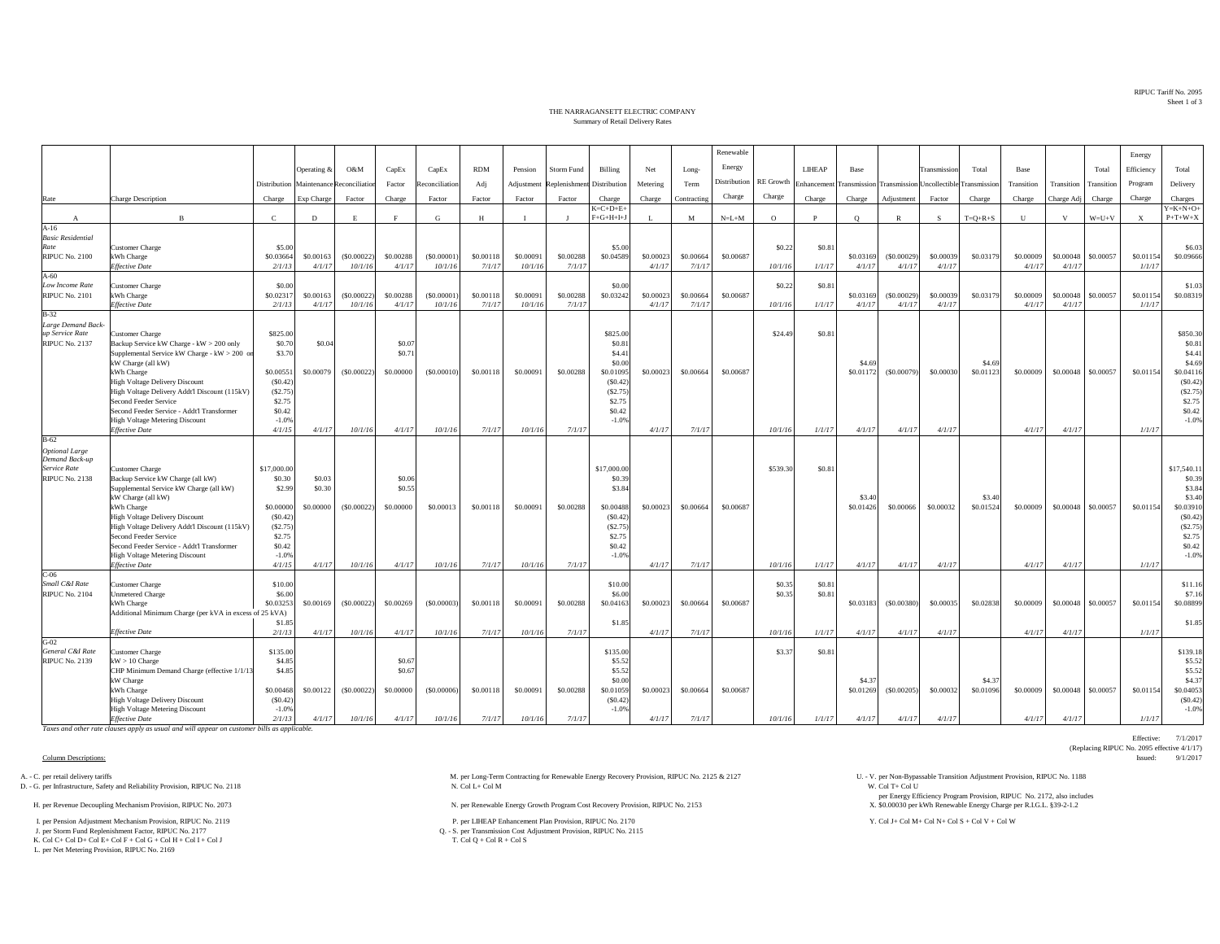RIPUC Tariff No. 2095
Sheet 1 of 3

# THE NARRAGANSETT ELECTRIC COMPANY
## Summary of Retail Delivery Rates

| Rate | Charge Description | Distribution Charge | Operating & Maintenance Exp Charge | O&M Reconciliation Factor | CapEx Factor Charge | CapEx Reconciliation Factor | RDM Adj Factor | Pension Adjustment Factor | Storm Fund Replenishment Factor | Billing Distribution Charge | Net Metering Charge | Long-Term Contracting | Renewable Energy Distribution Charge | RE Growth Charge | LIHEAP Enhancement Charge | Base Transmission Charge | Transmission Adjustment | Transmission Uncollectible Factor | Total Transmission Charge | Base Transition Charge | Transition Charge Adj | Total Transition Charge | Energy Efficiency Program Charge | Total Delivery Charges |
|---|---|---|---|---|---|---|---|---|---|---|---|---|---|---|---|---|---|---|---|---|---|---|---|---|
| A | B | C | D | E | F | G | H | I | J | K=C+D+E+F+G+H+I+J | L | M | N=L+M | O | P | Q | R | S | T=Q+R+S | U | V | W=U+V | X | Y=K+N+O+P+T+W+X |
| A-16 | | | | | | | | | | | | | | | | | | | | | | | | |
| *Basic Residential Rate* | Customer Charge | $5.00 | | | | | | | | $5.00 | | | | $0.22 | $0.81 | | | | | | | | | $6.03 |
| RIPUC No. 2100 | kWh Charge | $0.03664 | $0.00163 | ($0.00022) | $0.00288 | ($0.00001) | $0.00118 | $0.00091 | $0.00288 | $0.04589 | $0.00023 | $0.00664 | $0.00687 | | | $0.03169 | ($0.00029) | $0.00039 | $0.03179 | $0.00009 | $0.00048 | $0.00057 | $0.01154 | $0.09666 |
| | *Effective Date* | *2/1/13* | *4/1/17* | *10/1/16* | *4/1/17* | *10/1/16* | *7/1/17* | *10/1/16* | *7/1/17* | | *4/1/17* | *7/1/17* | | *10/1/16* | *1/1/17* | *4/1/17* | *4/1/17* | *4/1/17* | | *4/1/17* | *4/1/17* | | *1/1/17* | |
| A-60 | | | | | | | | | | | | | | | | | | | | | | | | |
| *Low Income Rate* | Customer Charge | $0.00 | | | | | | | | $0.00 | | | | $0.22 | $0.81 | | | | | | | | | $1.03 |
| RIPUC No. 2101 | kWh Charge | $0.02317 | $0.00163 | ($0.00022) | $0.00288 | ($0.00001) | $0.00118 | $0.00091 | $0.00288 | $0.03242 | $0.00023 | $0.00664 | $0.00687 | | | $0.03169 | ($0.00029) | $0.00039 | $0.03179 | $0.00009 | $0.00048 | $0.00057 | $0.01154 | $0.08319 |
| | *Effective Date* | *2/1/13* | *4/1/17* | *10/1/16* | *4/1/17* | *10/1/16* | *7/1/17* | *10/1/16* | *7/1/17* | | *4/1/17* | *7/1/17* | | *10/1/16* | *1/1/17* | *4/1/17* | *4/1/17* | *4/1/17* | | *4/1/17* | *4/1/17* | | *1/1/17* | |
| B-32 | | | | | | | | | | | | | | | | | | | | | | | | |
| *Large Demand Back-up Service Rate* | Customer Charge | $825.00 | | | | | | | | $825.00 | | | | $24.49 | $0.81 | | | | | | | | | $850.30 |
| RIPUC No. 2137 | Backup Service kW Charge - kW > 200 only | $0.70 | $0.04 | | $0.07 | | | | | $0.81 | | | | | | | | | | | | | | $0.81 |
| | Supplemental Service kW Charge - kW > 200 only | $3.70 | | | $0.71 | | | | | $4.41 | | | | | | | | | | | | | | $4.41 |
| | kW Charge (all kW) | | | | | | | | | $0.00 | | | | | | $4.69 | | | $4.69 | | | | | $4.69 |
| | kWh Charge | $0.00551 | $0.00079 | ($0.00022) | $0.00000 | ($0.00010) | $0.00118 | $0.00091 | $0.00288 | $0.01095 | $0.00023 | $0.00664 | $0.00687 | | | $0.01172 | ($0.00079) | $0.00030 | $0.01123 | $0.00009 | $0.00048 | $0.00057 | $0.01154 | $0.04116 |
| | High Voltage Delivery Discount | ($0.42) | | | | | | | | ($0.42) | | | | | | | | | | | | | | ($0.42) |
| | High Voltage Delivery Addt'l Discount (115kV) | ($2.75) | | | | | | | | ($2.75) | | | | | | | | | | | | | | ($2.75) |
| | Second Feeder Service | $2.75 | | | | | | | | $2.75 | | | | | | | | | | | | | | $2.75 |
| | Second Feeder Service - Addt'l Transformer | $0.42 | | | | | | | | $0.42 | | | | | | | | | | | | | | $0.42 |
| | High Voltage Metering Discount | -1.0% | | | | | | | | -1.0% | | | | | | | | | | | | | | -1.0% |
| | *Effective Date* | *4/1/15* | *4/1/17* | *10/1/16* | *4/1/17* | *10/1/16* | *7/1/17* | *10/1/16* | *7/1/17* | | *4/1/17* | *7/1/17* | | *10/1/16* | *1/1/17* | *4/1/17* | *4/1/17* | *4/1/17* | | *4/1/17* | *4/1/17* | | *1/1/17* | |
| B-62 | | | | | | | | | | | | | | | | | | | | | | | | |
| *Optional Large Demand Back-up Service Rate* | Customer Charge | $17,000.00 | | | | | | | | $17,000.00 | | | | $539.30 | $0.81 | | | | | | | | | $17,540.11 |
| RIPUC No. 2138 | Backup Service kW Charge (all kW) | $0.30 | $0.03 | | $0.06 | | | | | $0.39 | | | | | | | | | | | | | | $0.39 |
| | Supplemental Service kW Charge (all kW) | $2.99 | $0.30 | | $0.55 | | | | | $3.84 | | | | | | | | | | | | | | $3.84 |
| | kW Charge (all kW) | | | | | | | | | | | | | | | $3.40 | | | $3.40 | | | | | $3.40 |
| | kWh Charge | $0.00000 | $0.00000 | ($0.00022) | $0.00000 | $0.00013 | $0.00118 | $0.00091 | $0.00288 | $0.00488 | $0.00023 | $0.00664 | $0.00687 | | | $0.01426 | $0.00066 | $0.00032 | $0.01524 | $0.00009 | $0.00048 | $0.00057 | $0.01154 | $0.03910 |
| | High Voltage Delivery Discount | ($0.42) | | | | | | | | ($0.42) | | | | | | | | | | | | | | ($0.42) |
| | High Voltage Delivery Addt'l Discount (115kV) | ($2.75) | | | | | | | | ($2.75) | | | | | | | | | | | | | | ($2.75) |
| | Second Feeder Service | $2.75 | | | | | | | | $2.75 | | | | | | | | | | | | | | $2.75 |
| | Second Feeder Service - Addt'l Transformer | $0.42 | | | | | | | | $0.42 | | | | | | | | | | | | | | $0.42 |
| | High Voltage Metering Discount | -1.0% | | | | | | | | -1.0% | | | | | | | | | | | | | | -1.0% |
| | *Effective Date* | *4/1/15* | *4/1/17* | *10/1/16* | *4/1/17* | *10/1/16* | *7/1/17* | *10/1/16* | *7/1/17* | | *4/1/17* | *7/1/17* | | *10/1/16* | *1/1/17* | *4/1/17* | *4/1/17* | *4/1/17* | | *4/1/17* | *4/1/17* | | *1/1/17* | |
| C-06 | | | | | | | | | | | | | | | | | | | | | | | | |
| *Small C&I Rate* | Customer Charge | $10.00 | | | | | | | | $10.00 | | | | $0.35 | $0.81 | | | | | | | | | $11.16 |
| RIPUC No. 2104 | Unmetered Charge | $6.00 | | | | | | | | $6.00 | | | | $0.35 | $0.81 | | | | | | | | | $7.16 |
| | kWh Charge | $0.03253 | $0.00169 | ($0.00022) | $0.00269 | ($0.00003) | $0.00118 | $0.00091 | $0.00288 | $0.04163 | $0.00023 | $0.00664 | $0.00687 | | | $0.03183 | ($0.00380) | $0.00035 | $0.02838 | $0.00009 | $0.00048 | $0.00057 | $0.01154 | $0.08899 |
| | Additional Minimum Charge (per kVA in excess of 25 kVA) | $1.85 | | | | | | | | $1.85 | | | | | | | | | | | | | | $1.85 |
| | *Effective Date* | *2/1/13* | *4/1/17* | *10/1/16* | *4/1/17* | *10/1/16* | *7/1/17* | *10/1/16* | *7/1/17* | | *4/1/17* | *7/1/17* | | *10/1/16* | *1/1/17* | *4/1/17* | *4/1/17* | *4/1/17* | | *4/1/17* | *4/1/17* | | *1/1/17* | |
| G-02 | | | | | | | | | | | | | | | | | | | | | | | | |
| *General C&I Rate* | Customer Charge | $135.00 | | | | | | | | $135.00 | | | | $3.37 | $0.81 | | | | | | | | | $139.18 |
| RIPUC No. 2139 | kW > 10 Charge | $4.85 | | | $0.67 | | | | | $5.52 | | | | | | | | | | | | | | $5.52 |
| | CHP Minimum Demand Charge (effective 1/1/13) | $4.85 | | | $0.67 | | | | | $5.52 | | | | | | | | | | | | | | $5.52 |
| | kW Charge | | | | | | | | | $0.00 | | | | | | $4.37 | | | $4.37 | | | | | $4.37 |
| | kWh Charge | $0.00468 | $0.00122 | ($0.00022) | $0.00000 | ($0.00006) | $0.00118 | $0.00091 | $0.00288 | $0.01059 | $0.00023 | $0.00664 | $0.00687 | | | $0.01269 | ($0.00205) | $0.00032 | $0.01096 | $0.00009 | $0.00048 | $0.00057 | $0.01154 | $0.04053 |
| | High Voltage Delivery Discount | ($0.42) | | | | | | | | ($0.42) | | | | | | | | | | | | | | ($0.42) |
| | High Voltage Metering Discount | -1.0% | | | | | | | | -1.0% | | | | | | | | | | | | | | -1.0% |
| | *Effective Date* | *2/1/13* | *4/1/17* | *10/1/16* | *4/1/17* | *10/1/16* | *7/1/17* | *10/1/16* | *7/1/17* | | *4/1/17* | *7/1/17* | | *10/1/16* | *1/1/17* | *4/1/17* | *4/1/17* | *4/1/17* | | *4/1/17* | *4/1/17* | | *1/1/17* | |

*Taxes and other rate clauses apply as usual and will appear on customer bills as applicable.*

Effective: 7/1/2017
(Replacing RIPUC No. 2095 effective 4/1/17)
Issued: 9/1/2017

Column Descriptions:

A. - C. per retail delivery tariffs
D. - G. per Infrastructure, Safety and Reliability Provision, RIPUC No. 2118
H. per Revenue Decoupling Mechanism Provision, RIPUC No. 2073
I. per Pension Adjustment Mechanism Provision, RIPUC No. 2119
J. per Storm Fund Replenishment Factor, RIPUC No. 2177
K. Col C+ Col D+ Col E+ Col F + Col G + Col H + Col I + Col J
L. per Net Metering Provision, RIPUC No. 2169

M. per Long-Term Contracting for Renewable Energy Recovery Provision, RIPUC No. 2125 & 2127
N. Col L+ Col M
N. per Renewable Energy Growth Program Cost Recovery Provision, RIPUC No. 2153
P. per LIHEAP Enhancement Plan Provision, RIPUC No. 2170
Q. - S. per Transmission Cost Adjustment Provision, RIPUC No. 2115
T. Col Q + Col R + Col S

U. - V. per Non-Bypassable Transition Adjustment Provision, RIPUC No. 1188
W. Col T+ Col U
X. per Energy Efficiency Program Provision, RIPUC No. 2172, also includes $0.00030 per kWh Renewable Energy Charge per R.I.G.L. §39-2-1.2
Y. Col J+ Col M+ Col N+ Col S + Col V + Col W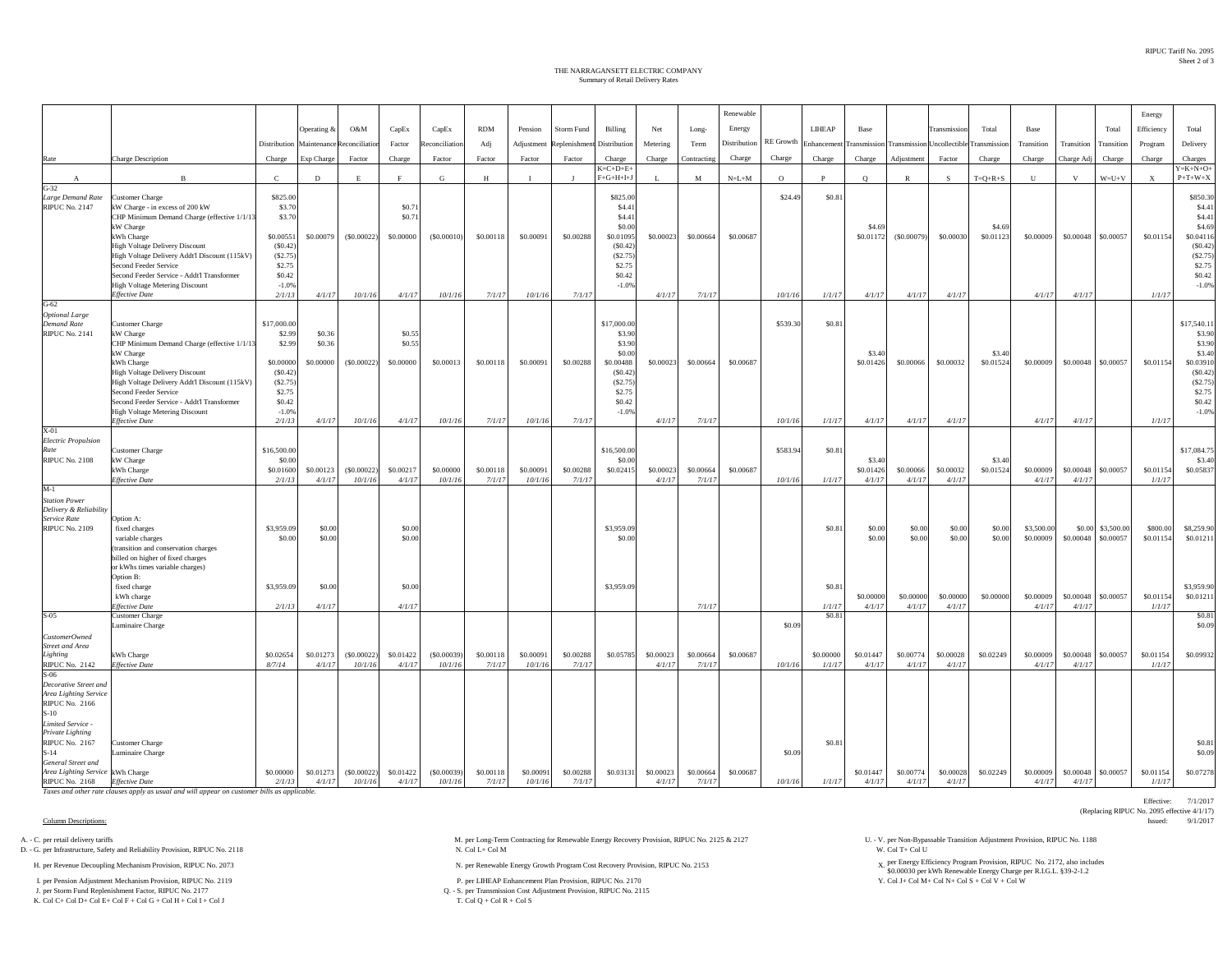RIPUC Tariff No. 2095
Sheet 2 of 3

THE NARRAGANSETT ELECTRIC COMPANY
Summary of Retail Delivery Rates

| Rate | Charge Description | Distribution Charge | Operating & Maintenance Exp Charge | O&M Reconciliation Factor | CapEx Factor Charge | CapEx Reconciliation Factor | RDM Adj Factor | Pension Adjustment Factor | Storm Fund Replenishment Factor | Billing Distribution Charge | Net Metering Charge | Long-Term Contracting | Renewable Energy Distribution Charge | RE Growth Charge | LIHEAP Enhancement Charge | Base Transmission Charge | Transmission Adjustment | Transmission Uncollectible Factor | Total Transmission Charge | Base Transition Charge | Transition Charge Adj | Total Transition Charge | Energy Efficiency Program Charge | Total Delivery Charges |
|---|---|---|---|---|---|---|---|---|---|---|---|---|---|---|---|---|---|---|---|---|---|---|---|---|
| A | B | C | D | E | F | G | H | I | J | K=C+D+E+F+G+H+I+J | L | M | N=L+M | O | P | Q | R | S | T=Q+R+S | U | V | W=U+V | X | Y=K+N+O+P+T+W+X |
| G-32 | | | | | | | | | | | | | | | | | | | | | | | | |
| *Large Demand Rate* | Customer Charge | $825.00 | | | | | | | | $825.00 | | | | $24.49 | $0.81 | | | | | | | | | $850.30 |
| RIPUC No. 2147 | kW Charge - in excess of 200 kW | $3.70 | | | $0.71 | | | | | $4.41 | | | | | | | | | | | | | | $4.41 |
| | CHP Minimum Demand Charge (effective 1/1/13 | $3.70 | | | $0.71 | | | | | $4.41 | | | | | | | | | | | | | | $4.41 |
| | kW Charge | | | | | | | | | $0.00 | | | | | | $4.69 | | | $4.69 | | | | | $4.69 |
| | kWh Charge | $0.00551 | $0.00079 | ($0.00022) | $0.00000 | ($0.00010) | $0.00118 | $0.00091 | $0.00288 | $0.01095 | $0.00023 | $0.00664 | $0.00687 | | | $0.01172 | ($0.00079) | $0.00030 | $0.01123 | $0.00009 | $0.00048 | $0.00057 | $0.01154 | $0.04116 |
| | High Voltage Delivery Discount | ($0.42) | | | | | | | | ($0.42) | | | | | | | | | | | | | | ($0.42) |
| | High Voltage Delivery Addt'l Discount (115kV) | ($2.75) | | | | | | | | ($2.75) | | | | | | | | | | | | | | ($2.75) |
| | Second Feeder Service | $2.75 | | | | | | | | $2.75 | | | | | | | | | | | | | | $2.75 |
| | Second Feeder Service - Addt'l Transformer | $0.42 | | | | | | | | $0.42 | | | | | | | | | | | | | | $0.42 |
| | High Voltage Metering Discount | -1.0% | | | | | | | | -1.0% | | | | | | | | | | | | | | -1.0% |
| | *Effective Date* | *2/1/13* | *4/1/17* | *10/1/16* | *4/1/17* | *10/1/16* | *7/1/17* | *10/1/16* | *7/1/17* | | *4/1/17* | *7/1/17* | | *10/1/16* | *1/1/17* | *4/1/17* | *4/1/17* | *4/1/17* | | *4/1/17* | *4/1/17* | | *1/1/17* | |
| G-62 | | | | | | | | | | | | | | | | | | | | | | | | |
| *Optional Large Demand Rate* | Customer Charge | $17,000.00 | | | | | | | | $17,000.00 | | | | $539.30 | $0.81 | | | | | | | | | $17,540.11 |
| RIPUC No. 2141 | kW Charge | $2.99 | $0.36 | | $0.55 | | | | | $3.90 | | | | | | | | | | | | | | $3.90 |
| | CHP Minimum Demand Charge (effective 1/1/13 | $2.99 | $0.36 | | $0.55 | | | | | $3.90 | | | | | | | | | | | | | | $3.90 |
| | kW Charge | | | | | | | | | $0.00 | | | | | | $3.40 | | | $3.40 | | | | | $3.40 |
| | kWh Charge | $0.00000 | $0.00000 | ($0.00022) | $0.00000 | $0.00013 | $0.00118 | $0.00091 | $0.00288 | $0.00488 | $0.00023 | $0.00664 | $0.00687 | | | $0.01426 | $0.00066 | $0.00032 | $0.01524 | $0.00009 | $0.00048 | $0.00057 | $0.01154 | $0.03910 |
| | High Voltage Delivery Discount | ($0.42) | | | | | | | | ($0.42) | | | | | | | | | | | | | | ($0.42) |
| | High Voltage Delivery Addt'l Discount (115kV) | ($2.75) | | | | | | | | ($2.75) | | | | | | | | | | | | | | ($2.75) |
| | Second Feeder Service | $2.75 | | | | | | | | $2.75 | | | | | | | | | | | | | | $2.75 |
| | Second Feeder Service - Addt'l Transformer | $0.42 | | | | | | | | $0.42 | | | | | | | | | | | | | | $0.42 |
| | High Voltage Metering Discount | -1.0% | | | | | | | | -1.0% | | | | | | | | | | | | | | -1.0% |
| | *Effective Date* | *2/1/13* | *4/1/17* | *10/1/16* | *4/1/17* | *10/1/16* | *7/1/17* | *10/1/16* | *7/1/17* | | *4/1/17* | *7/1/17* | | *10/1/16* | *1/1/17* | *4/1/17* | *4/1/17* | *4/1/17* | | *4/1/17* | *4/1/17* | | *1/1/17* | |
| X-01 | | | | | | | | | | | | | | | | | | | | | | | | |
| *Electric Propulsion Rate* | Customer Charge | $16,500.00 | | | | | | | | $16,500.00 | | | | $583.94 | $0.81 | | | | | | | | | $17,084.75 |
| RIPUC No. 2108 | kW Charge | $0.00 | | | | | | | | $0.00 | | | | | | $3.40 | | | $3.40 | | | | | $3.40 |
| | kWh Charge | $0.01600 | $0.00123 | ($0.00022) | $0.00217 | $0.00000 | $0.00118 | $0.00091 | $0.00288 | $0.02415 | $0.00023 | $0.00664 | $0.00687 | | | $0.01426 | $0.00066 | $0.00032 | $0.01524 | $0.00009 | $0.00048 | $0.00057 | $0.01154 | $0.05837 |
| | *Effective Date* | *2/1/13* | *4/1/17* | *10/1/16* | *4/1/17* | *10/1/16* | *7/1/17* | *10/1/16* | *7/1/17* | | *4/1/17* | *7/1/17* | | *10/1/16* | *1/1/17* | *4/1/17* | *4/1/17* | *4/1/17* | | *4/1/17* | *4/1/17* | | *1/1/17* | |
| M-1 | | | | | | | | | | | | | | | | | | | | | | | | |
| *Station Power Delivery & Reliability Service Rate* | Option A: | | | | | | | | | | | | | | | | | | | | | | | |
| RIPUC No. 2109 | fixed charges | $3,959.09 | $0.00 | | $0.00 | | | | | $3,959.09 | | | | | $0.81 | $0.00 | $0.00 | $0.00 | $0.00 | $3,500.00 | $0.00 | $3,500.00 | $800.00 | $8,259.90 |
| | variable charges | $0.00 | $0.00 | | $0.00 | | | | | $0.00 | | | | | | $0.00 | $0.00 | $0.00 | $0.00 | $0.00009 | $0.00048 | $0.00057 | $0.01154 | $0.01211 |
| | (transition and conservation charges billed on higher of fixed charges or kWhs times variable charges) | | | | | | | | | | | | | | | | | | | | | | | |
| | Option B: | | | | | | | | | | | | | | | | | | | | | | | |
| | fixed charge | $3,959.09 | $0.00 | | $0.00 | | | | | $3,959.09 | | | | | $0.81 | | | | | | | | | $3,959.90 |
| | kWh charge | | | | | | | | | | | | | | | $0.00000 | $0.00000 | $0.00000 | $0.00000 | $0.00009 | $0.00048 | $0.00057 | $0.01154 | $0.01211 |
| | *Effective Date* | *2/1/13* | *4/1/17* | | *4/1/17* | | | | | | | *7/1/17* | | | *1/1/17* | *4/1/17* | *4/1/17* | *4/1/17* | | *4/1/17* | *4/1/17* | | *1/1/17* | |
| S-05 | Customer Charge | | | | | | | | | | | | | | $0.81 | | | | | | | | | $0.81 |
| | Luminaire Charge | | | | | | | | | | | | | $0.09 | | | | | | | | | | $0.09 |
| *CustomerOwned Street and Area Lighting* | kWh Charge | $0.02654 | $0.01273 | ($0.00022) | $0.01422 | ($0.00039) | $0.00118 | $0.00091 | $0.00288 | $0.05785 | $0.00023 | $0.00664 | $0.00687 | | $0.00000 | $0.01447 | $0.00774 | $0.00028 | $0.02249 | $0.00009 | $0.00048 | $0.00057 | $0.01154 | $0.09932 |
| RIPUC No. 2142 | *Effective Date* | *8/7/14* | *4/1/17* | *10/1/16* | *4/1/17* | *10/1/16* | *7/1/17* | *10/1/16* | *7/1/17* | | *4/1/17* | *7/1/17* | | *10/1/16* | *1/1/17* | *4/1/17* | *4/1/17* | *4/1/17* | | *4/1/17* | *4/1/17* | | *1/1/17* | |
| S-06 *Decorative Street and Area Lighting Service* RIPUC No. 2166 S-10 *Limited Service - Private Lighting* RIPUC No. 2167 | Customer Charge | | | | | | | | | | | | | | $0.81 | | | | | | | | | $0.81 |
| S-14 *General Street and* | Luminaire Charge | | | | | | | | | | | | | $0.09 | | | | | | | | | | $0.09 |
| *Area Lighting Service* | kWh Charge | $0.00000 | $0.01273 | ($0.00022) | $0.01422 | ($0.00039) | $0.00118 | $0.00091 | $0.00288 | $0.03131 | $0.00023 | $0.00664 | $0.00687 | | | $0.01447 | $0.00774 | $0.00028 | $0.02249 | $0.00009 | $0.00048 | $0.00057 | $0.01154 | $0.07278 |
| RIPUC No. 2168 | *Effective Date* | *2/1/13* | *4/1/17* | *10/1/16* | *4/1/17* | *10/1/16* | *7/1/17* | *10/1/16* | *7/1/17* | | *4/1/17* | *7/1/17* | | *10/1/16* | *1/1/17* | *4/1/17* | *4/1/17* | *4/1/17* | | *4/1/17* | *4/1/17* | | *1/1/17* | |

*Taxes and other rate clauses apply as usual and will appear on customer bills as applicable.*

Effective: 7/1/2017
(Replacing RIPUC No. 2095 effective 4/1/17)
Issued: 9/1/2017

Column Descriptions:

A. - C. per retail delivery tariffs
D. - G. per Infrastructure, Safety and Reliability Provision, RIPUC No. 2118
H. per Revenue Decoupling Mechanism Provision, RIPUC No. 2073
I. per Pension Adjustment Mechanism Provision, RIPUC No. 2119
J. per Storm Fund Replenishment Factor, RIPUC No. 2177
K. Col C+ Col D+ Col E+ Col F + Col G + Col H + Col I + Col J
M. per Long-Term Contracting for Renewable Energy Recovery Provision, RIPUC No. 2125 & 2127
N. Col L+ Col M
N. per Renewable Energy Growth Program Cost Recovery Provision, RIPUC No. 2153
P. per LIHEAP Enhancement Plan Provision, RIPUC No. 2170
Q. - S. per Transmission Cost Adjustment Provision, RIPUC No. 2115
T. Col Q + Col R + Col S
U. - V. per Non-Bypassable Transition Adjustment Provision, RIPUC No. 1188
W. Col T+ Col U
X. per Energy Efficiency Program Provision, RIPUC No. 2172, also includes $0.00030 per kWh Renewable Energy Charge per R.I.G.L. §39-2-1.2
Y. Col J+ Col M+ Col N+ Col S + Col V + Col W